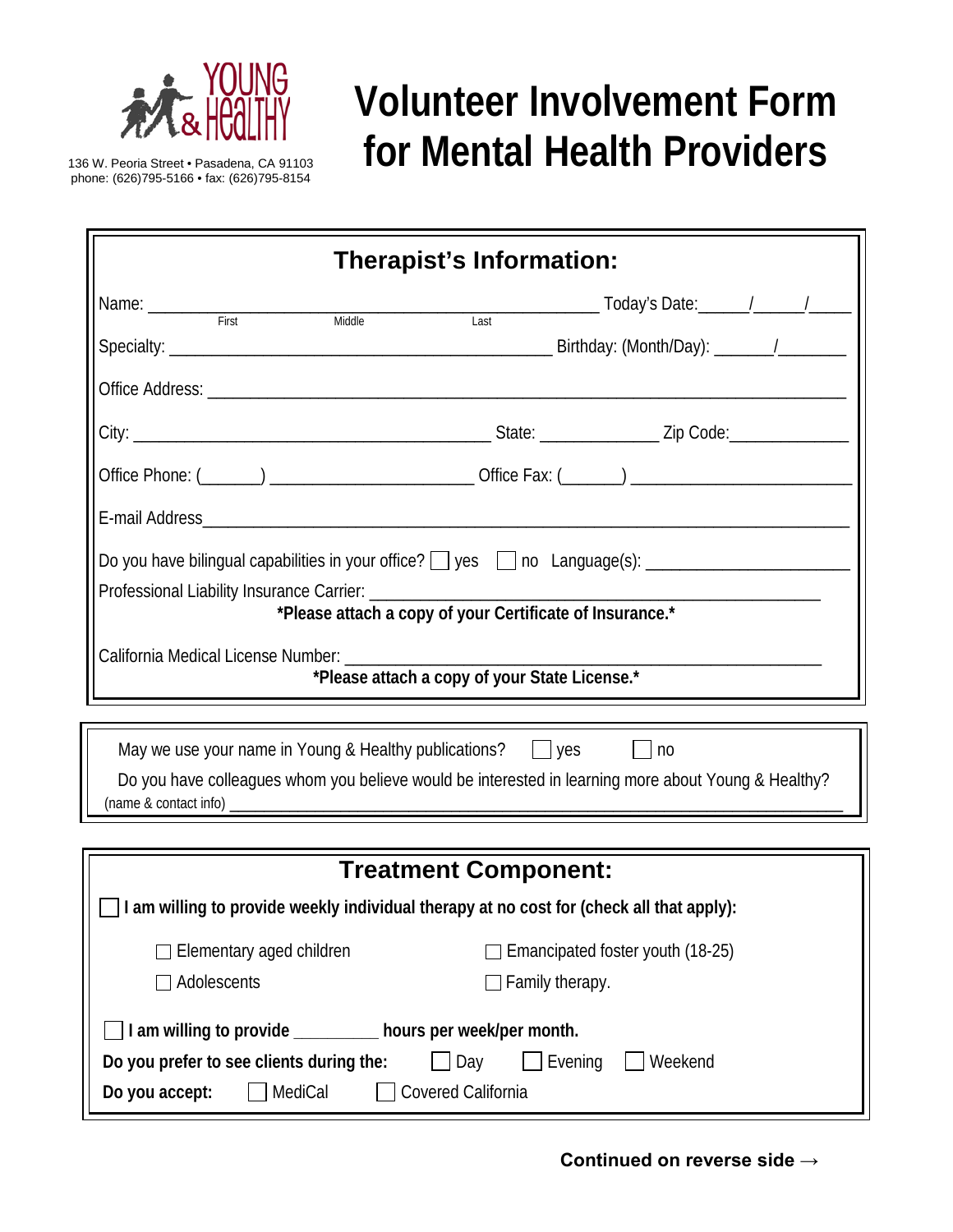YOUNG & HEALTHY

136 W. Peoria Street • Pasadena, CA 91103
phone: (626)795-5166 • fax: (626)795-8154

# Volunteer Involvement Form for Mental Health Providers

## Therapist's Information:

Name: ______________________________________________ Today's Date:_____/_____/_____
First Middle Last

Specialty: ________________________________________ Birthday: (Month/Day): ______/_______

Office Address: ____________________________________________________________________

City: ______________________________________ State: _____________ Zip Code:_____________

Office Phone: (______) ______________________ Office Fax: (______) _______________________

E-mail Address_____________________________________________________________________

Do you have bilingual capabilities in your office? ☐ yes ☐ no Language(s): ____________________

Professional Liability Insurance Carrier: ______________________________________________

**\*Please attach a copy of your Certificate of Insurance.\***

California Medical License Number: __________________________________________________

**\*Please attach a copy of your State License.\***

---

May we use your name in Young & Healthy publications? ☐ yes ☐ no

Do you have colleagues whom you believe would be interested in learning more about Young & Healthy?
(name & contact info) ___________________________________________________________________

---

## Treatment Component:

☐ **I am willing to provide weekly individual therapy at no cost for (check all that apply):**

- ☐ Elementary aged children
- ☐ Adolescents
- ☐ Emancipated foster youth (18-25)
- ☐ Family therapy.

☐ **I am willing to provide _________ hours per week/per month.**

**Do you prefer to see clients during the:** ☐ Day ☐ Evening ☐ Weekend

**Do you accept:** ☐ MediCal ☐ Covered California

**Continued on reverse side →**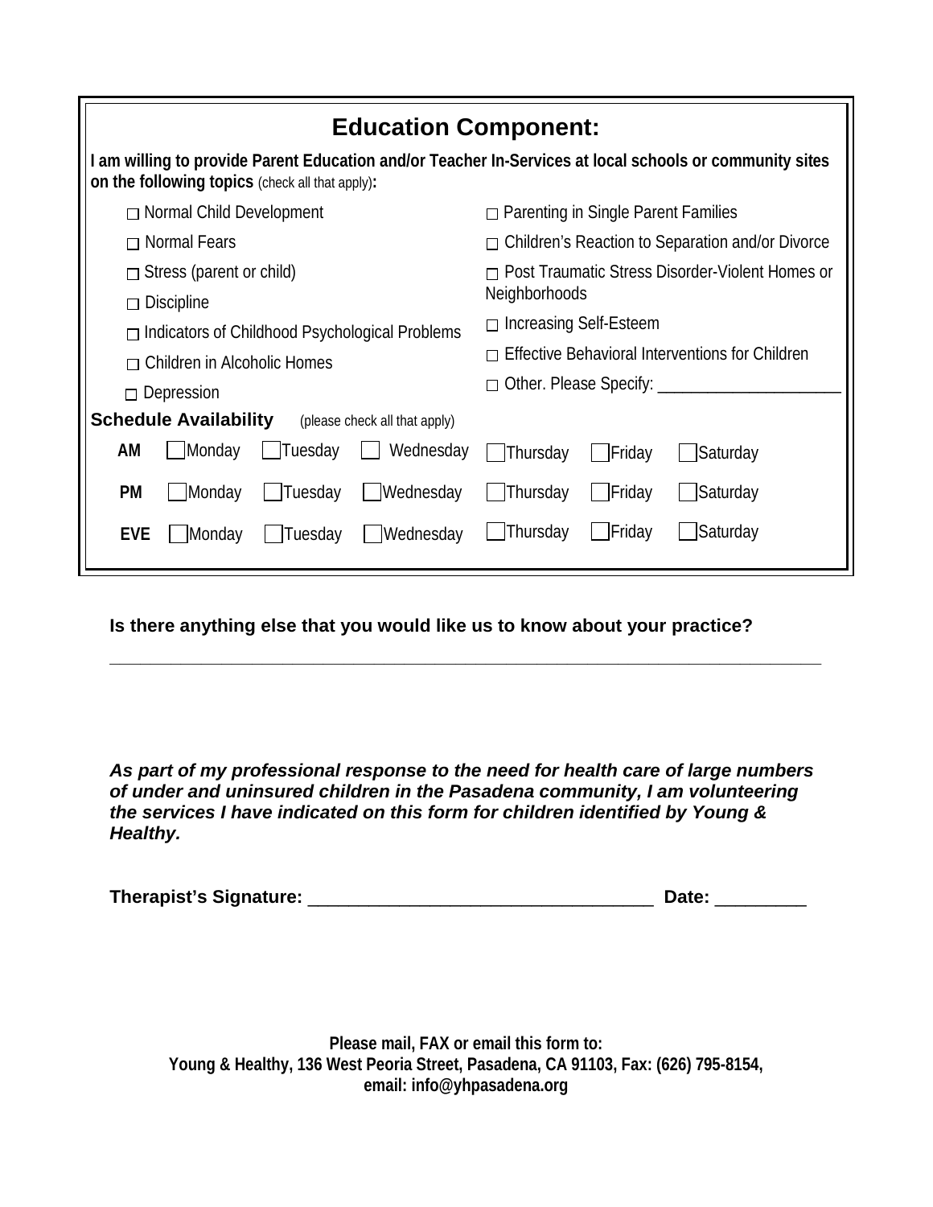## Education Component:

**I am willing to provide Parent Education and/or Teacher In-Services at local schools or community sites on the following topics** (check all that apply)**:**

- ☐ Normal Child Development
- ☐ Normal Fears
- ☐ Stress (parent or child)
- ☐ Discipline
- ☐ Indicators of Childhood Psychological Problems
- ☐ Children in Alcoholic Homes
- ☐ Depression
- ☐ Parenting in Single Parent Families
- ☐ Children's Reaction to Separation and/or Divorce
- ☐ Post Traumatic Stress Disorder-Violent Homes or Neighborhoods
- ☐ Increasing Self-Esteem
- ☐ Effective Behavioral Interventions for Children
- ☐ Other. Please Specify: ______________________

**Schedule Availability** (please check all that apply)

| | | | | | | |
|---|---|---|---|---|---|---|
| **AM** | ☐ Monday | ☐ Tuesday | ☐ Wednesday | ☐ Thursday | ☐ Friday | ☐ Saturday |
| **PM** | ☐ Monday | ☐ Tuesday | ☐ Wednesday | ☐ Thursday | ☐ Friday | ☐ Saturday |
| **EVE** | ☐ Monday | ☐ Tuesday | ☐ Wednesday | ☐ Thursday | ☐ Friday | ☐ Saturday |

**Is there anything else that you would like us to know about your practice?**

_______________________________________________________________________________

***As part of my professional response to the need for health care of large numbers of under and uninsured children in the Pasadena community, I am volunteering the services I have indicated on this form for children identified by Young & Healthy.***

**Therapist's Signature:** ___________________________________ **Date:** _________

**Please mail, FAX or email this form to:**
**Young & Healthy, 136 West Peoria Street, Pasadena, CA 91103, Fax: (626) 795-8154,**
**email: info@yhpasadena.org**